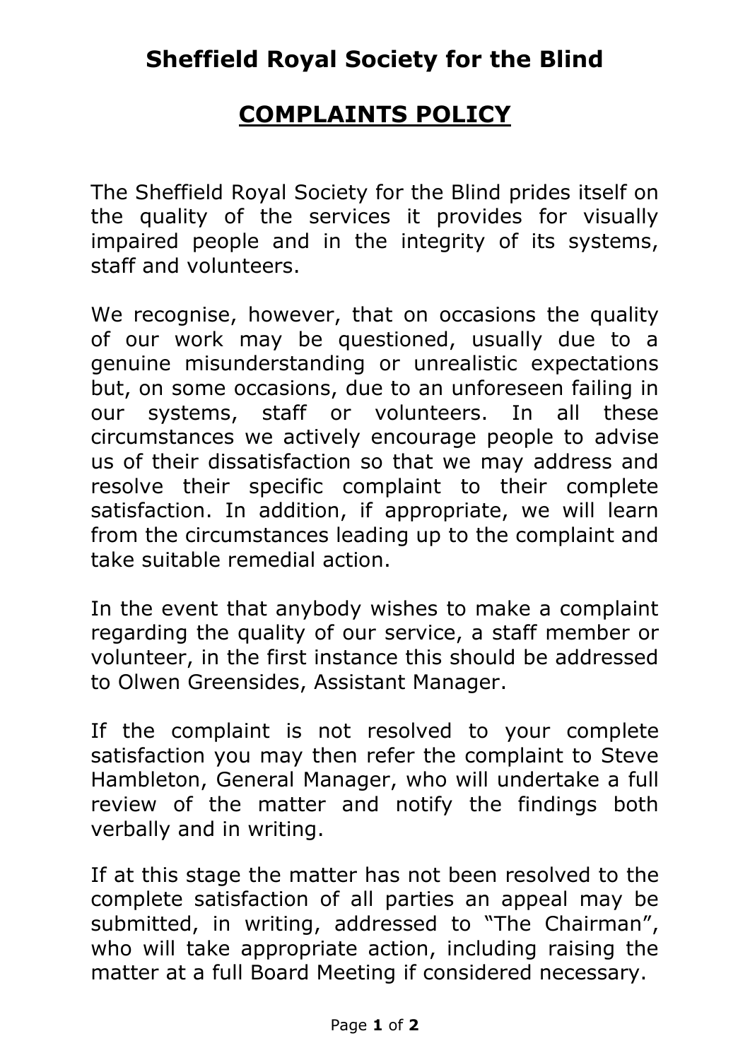# Sheffield Royal Society for the Blind

## COMPLAINTS POLICY

The Sheffield Royal Society for the Blind prides itself on the quality of the services it provides for visually impaired people and in the integrity of its systems, staff and volunteers.

We recognise, however, that on occasions the quality of our work may be questioned, usually due to a genuine misunderstanding or unrealistic expectations but, on some occasions, due to an unforeseen failing in our systems, staff or volunteers. In all these circumstances we actively encourage people to advise us of their dissatisfaction so that we may address and resolve their specific complaint to their complete satisfaction. In addition, if appropriate, we will learn from the circumstances leading up to the complaint and take suitable remedial action.

In the event that anybody wishes to make a complaint regarding the quality of our service, a staff member or volunteer, in the first instance this should be addressed to Olwen Greensides, Assistant Manager.

If the complaint is not resolved to your complete satisfaction you may then refer the complaint to Steve Hambleton, General Manager, who will undertake a full review of the matter and notify the findings both verbally and in writing.

If at this stage the matter has not been resolved to the complete satisfaction of all parties an appeal may be submitted, in writing, addressed to "The Chairman", who will take appropriate action, including raising the matter at a full Board Meeting if considered necessary.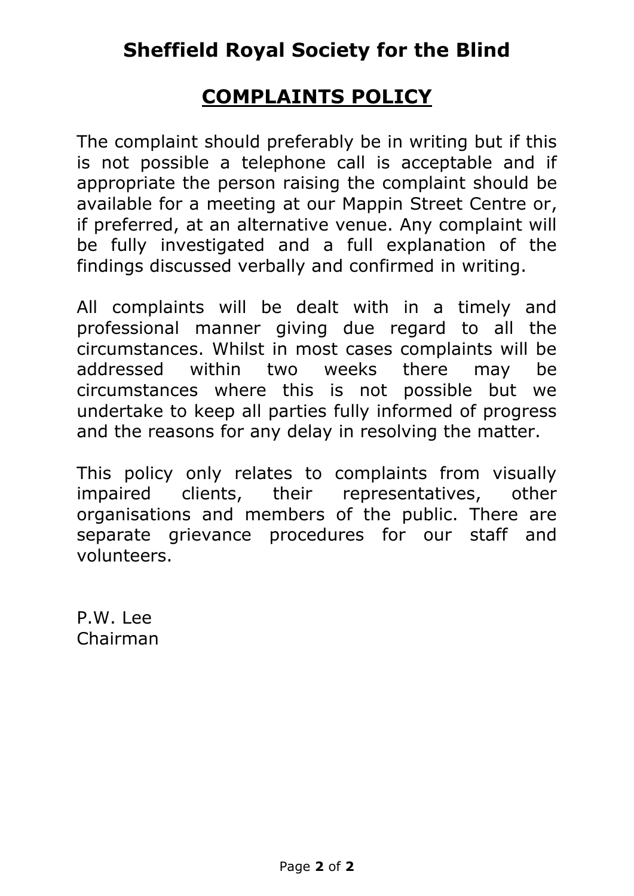# Sheffield Royal Society for the Blind

## COMPLAINTS POLICY

The complaint should preferably be in writing but if this is not possible a telephone call is acceptable and if appropriate the person raising the complaint should be available for a meeting at our Mappin Street Centre or, if preferred, at an alternative venue. Any complaint will be fully investigated and a full explanation of the findings discussed verbally and confirmed in writing.

All complaints will be dealt with in a timely and professional manner giving due regard to all the circumstances. Whilst in most cases complaints will be addressed within two weeks there may be circumstances where this is not possible but we undertake to keep all parties fully informed of progress and the reasons for any delay in resolving the matter.

This policy only relates to complaints from visually impaired clients, their representatives, other organisations and members of the public. There are separate grievance procedures for our staff and volunteers.

P.W. Lee
Chairman